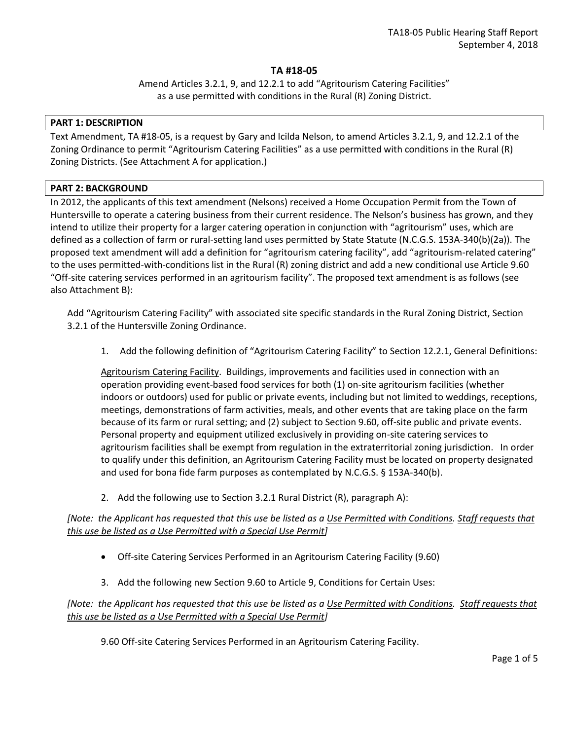# TA #18-05

Amend Articles 3.2.1, 9, and 12.2.1 to add "Agritourism Catering Facilities" as a use permitted with conditions in the Rural (R) Zoning District.

## PART 1: DESCRIPTION

Text Amendment, TA #18-05, is a request by Gary and Icilda Nelson, to amend Articles 3.2.1, 9, and 12.2.1 of the Zoning Ordinance to permit "Agritourism Catering Facilities" as a use permitted with conditions in the Rural (R) Zoning Districts. (See Attachment A for application.)

## PART 2: BACKGROUND

In 2012, the applicants of this text amendment (Nelsons) received a Home Occupation Permit from the Town of Huntersville to operate a catering business from their current residence. The Nelson's business has grown, and they intend to utilize their property for a larger catering operation in conjunction with "agritourism" uses, which are defined as a collection of farm or rural-setting land uses permitted by State Statute (N.C.G.S. 153A-340(b)(2a)). The proposed text amendment will add a definition for "agritourism catering facility", add "agritourism-related catering" to the uses permitted-with-conditions list in the Rural (R) zoning district and add a new conditional use Article 9.60 "Off-site catering services performed in an agritourism facility". The proposed text amendment is as follows (see also Attachment B):

Add "Agritourism Catering Facility" with associated site specific standards in the Rural Zoning District, Section 3.2.1 of the Huntersville Zoning Ordinance.

1. Add the following definition of "Agritourism Catering Facility" to Section 12.2.1, General Definitions:

   <u>Agritourism Catering Facility</u>. Buildings, improvements and facilities used in connection with an operation providing event-based food services for both (1) on-site agritourism facilities (whether indoors or outdoors) used for public or private events, including but not limited to weddings, receptions, meetings, demonstrations of farm activities, meals, and other events that are taking place on the farm because of its farm or rural setting; and (2) subject to Section 9.60, off-site public and private events. Personal property and equipment utilized exclusively in providing on-site catering services to agritourism facilities shall be exempt from regulation in the extraterritorial zoning jurisdiction. In order to qualify under this definition, an Agritourism Catering Facility must be located on property designated and used for bona fide farm purposes as contemplated by N.C.G.S. § 153A-340(b).

2. Add the following use to Section 3.2.1 Rural District (R), paragraph A):

*[Note: the Applicant has requested that this use be listed as a <u>Use Permitted with Conditions</u>. <u>Staff requests that this use be listed as a Use Permitted with a Special Use Permit</u>]*

- Off-site Catering Services Performed in an Agritourism Catering Facility (9.60)

3. Add the following new Section 9.60 to Article 9, Conditions for Certain Uses:

*[Note: the Applicant has requested that this use be listed as a <u>Use Permitted with Conditions</u>. <u>Staff requests that this use be listed as a Use Permitted with a Special Use Permit</u>]*

9.60 Off-site Catering Services Performed in an Agritourism Catering Facility.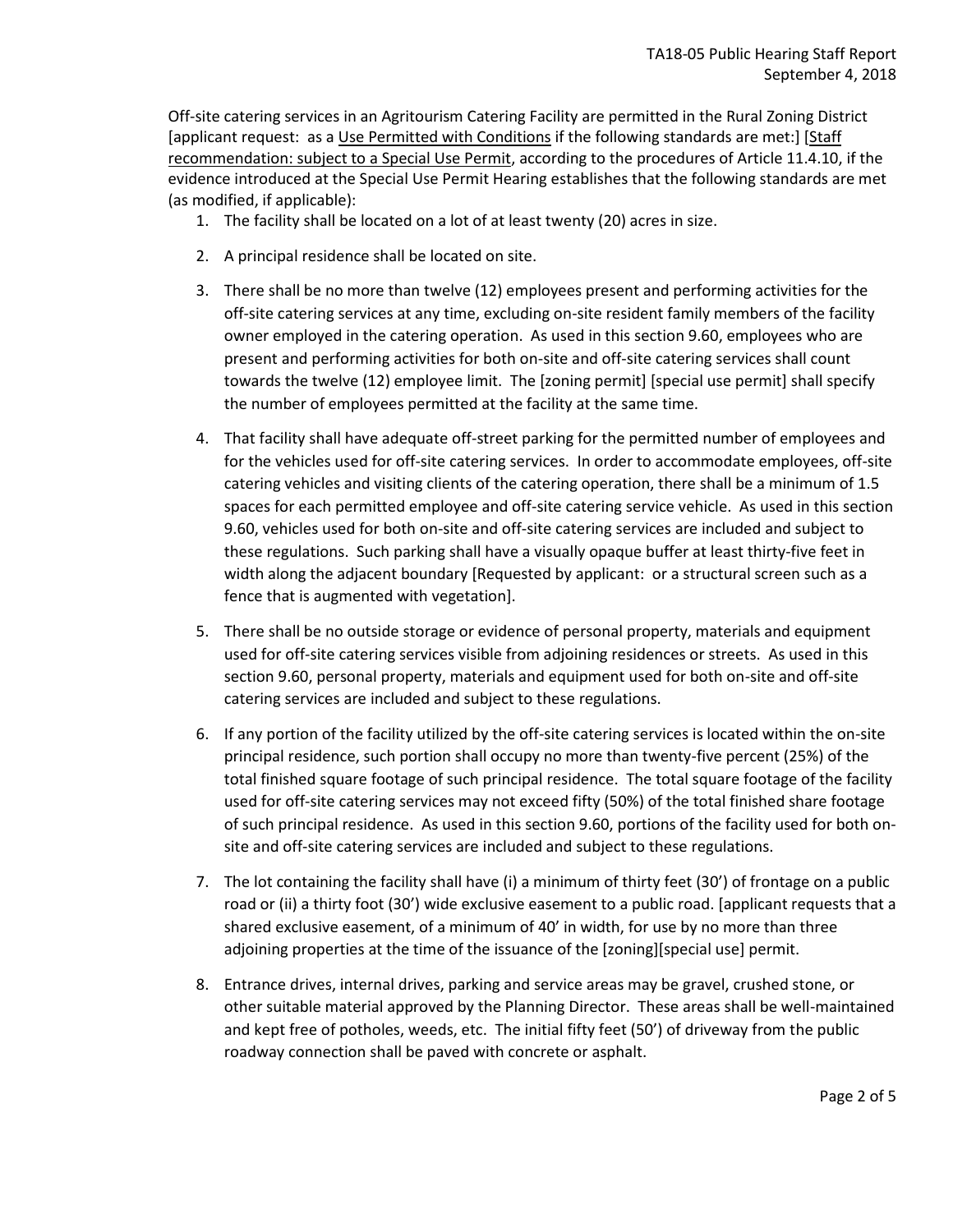Off-site catering services in an Agritourism Catering Facility are permitted in the Rural Zoning District [applicant request: as a Use Permitted with Conditions if the following standards are met:] [Staff recommendation: subject to a Special Use Permit, according to the procedures of Article 11.4.10, if the evidence introduced at the Special Use Permit Hearing establishes that the following standards are met (as modified, if applicable):

1. The facility shall be located on a lot of at least twenty (20) acres in size.
2. A principal residence shall be located on site.
3. There shall be no more than twelve (12) employees present and performing activities for the off-site catering services at any time, excluding on-site resident family members of the facility owner employed in the catering operation. As used in this section 9.60, employees who are present and performing activities for both on-site and off-site catering services shall count towards the twelve (12) employee limit. The [zoning permit] [special use permit] shall specify the number of employees permitted at the facility at the same time.
4. That facility shall have adequate off-street parking for the permitted number of employees and for the vehicles used for off-site catering services. In order to accommodate employees, off-site catering vehicles and visiting clients of the catering operation, there shall be a minimum of 1.5 spaces for each permitted employee and off-site catering service vehicle. As used in this section 9.60, vehicles used for both on-site and off-site catering services are included and subject to these regulations. Such parking shall have a visually opaque buffer at least thirty-five feet in width along the adjacent boundary [Requested by applicant: or a structural screen such as a fence that is augmented with vegetation].
5. There shall be no outside storage or evidence of personal property, materials and equipment used for off-site catering services visible from adjoining residences or streets. As used in this section 9.60, personal property, materials and equipment used for both on-site and off-site catering services are included and subject to these regulations.
6. If any portion of the facility utilized by the off-site catering services is located within the on-site principal residence, such portion shall occupy no more than twenty-five percent (25%) of the total finished square footage of such principal residence. The total square footage of the facility used for off-site catering services may not exceed fifty (50%) of the total finished share footage of such principal residence. As used in this section 9.60, portions of the facility used for both on-site and off-site catering services are included and subject to these regulations.
7. The lot containing the facility shall have (i) a minimum of thirty feet (30') of frontage on a public road or (ii) a thirty foot (30') wide exclusive easement to a public road. [applicant requests that a shared exclusive easement, of a minimum of 40' in width, for use by no more than three adjoining properties at the time of the issuance of the [zoning][special use] permit.
8. Entrance drives, internal drives, parking and service areas may be gravel, crushed stone, or other suitable material approved by the Planning Director. These areas shall be well-maintained and kept free of potholes, weeds, etc. The initial fifty feet (50') of driveway from the public roadway connection shall be paved with concrete or asphalt.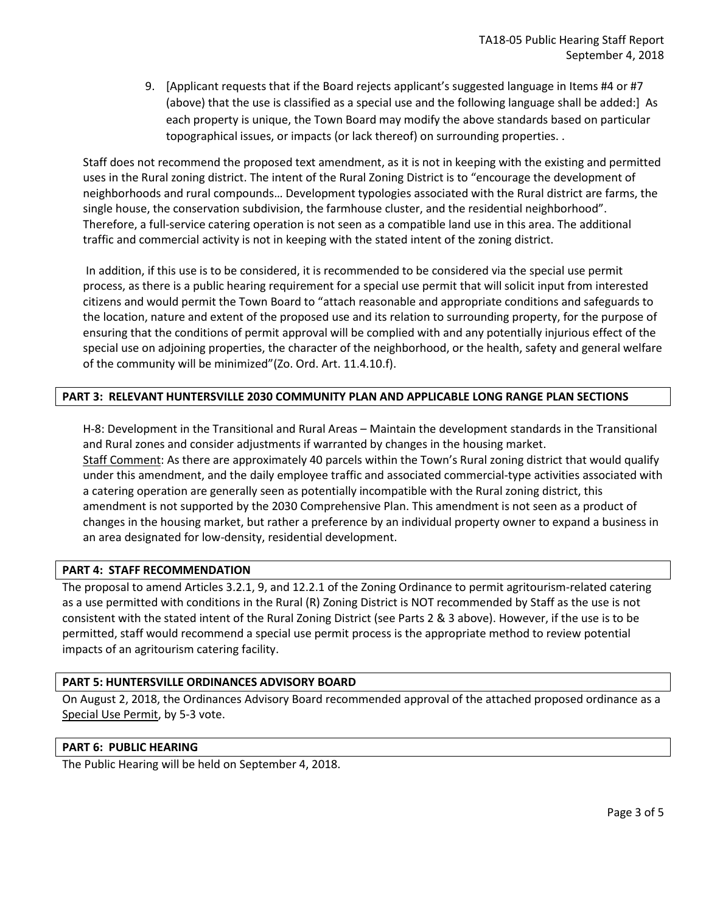9. [Applicant requests that if the Board rejects applicant's suggested language in Items #4 or #7 (above) that the use is classified as a special use and the following language shall be added:] As each property is unique, the Town Board may modify the above standards based on particular topographical issues, or impacts (or lack thereof) on surrounding properties. .

Staff does not recommend the proposed text amendment, as it is not in keeping with the existing and permitted uses in the Rural zoning district. The intent of the Rural Zoning District is to "encourage the development of neighborhoods and rural compounds… Development typologies associated with the Rural district are farms, the single house, the conservation subdivision, the farmhouse cluster, and the residential neighborhood". Therefore, a full-service catering operation is not seen as a compatible land use in this area. The additional traffic and commercial activity is not in keeping with the stated intent of the zoning district.

In addition, if this use is to be considered, it is recommended to be considered via the special use permit process, as there is a public hearing requirement for a special use permit that will solicit input from interested citizens and would permit the Town Board to "attach reasonable and appropriate conditions and safeguards to the location, nature and extent of the proposed use and its relation to surrounding property, for the purpose of ensuring that the conditions of permit approval will be complied with and any potentially injurious effect of the special use on adjoining properties, the character of the neighborhood, or the health, safety and general welfare of the community will be minimized"(Zo. Ord. Art. 11.4.10.f).

## PART 3: RELEVANT HUNTERSVILLE 2030 COMMUNITY PLAN AND APPLICABLE LONG RANGE PLAN SECTIONS

H-8: Development in the Transitional and Rural Areas – Maintain the development standards in the Transitional and Rural zones and consider adjustments if warranted by changes in the housing market.

Staff Comment: As there are approximately 40 parcels within the Town's Rural zoning district that would qualify under this amendment, and the daily employee traffic and associated commercial-type activities associated with a catering operation are generally seen as potentially incompatible with the Rural zoning district, this amendment is not supported by the 2030 Comprehensive Plan. This amendment is not seen as a product of changes in the housing market, but rather a preference by an individual property owner to expand a business in an area designated for low-density, residential development.

## PART 4: STAFF RECOMMENDATION

The proposal to amend Articles 3.2.1, 9, and 12.2.1 of the Zoning Ordinance to permit agritourism-related catering as a use permitted with conditions in the Rural (R) Zoning District is NOT recommended by Staff as the use is not consistent with the stated intent of the Rural Zoning District (see Parts 2 & 3 above). However, if the use is to be permitted, staff would recommend a special use permit process is the appropriate method to review potential impacts of an agritourism catering facility.

## PART 5: HUNTERSVILLE ORDINANCES ADVISORY BOARD

On August 2, 2018, the Ordinances Advisory Board recommended approval of the attached proposed ordinance as a Special Use Permit, by 5-3 vote.

## PART 6: PUBLIC HEARING

The Public Hearing will be held on September 4, 2018.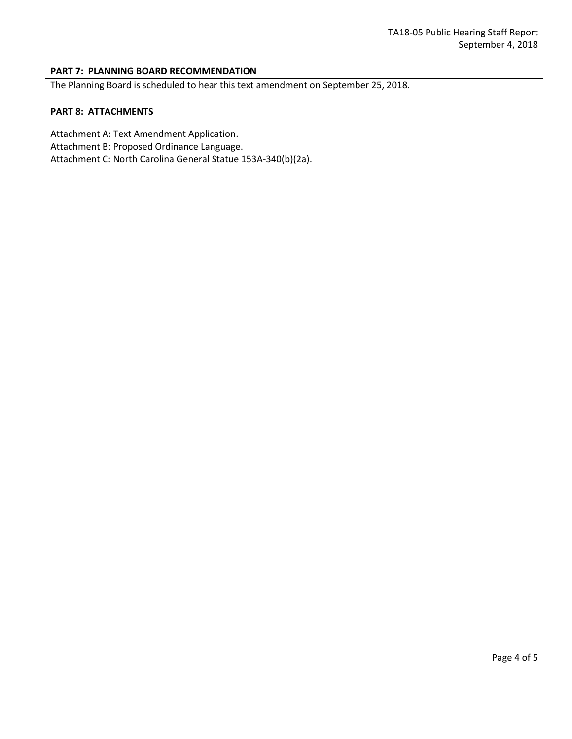## PART 7: PLANNING BOARD RECOMMENDATION

The Planning Board is scheduled to hear this text amendment on September 25, 2018.

## PART 8: ATTACHMENTS

Attachment A: Text Amendment Application.

Attachment B: Proposed Ordinance Language.

Attachment C: North Carolina General Statue 153A-340(b)(2a).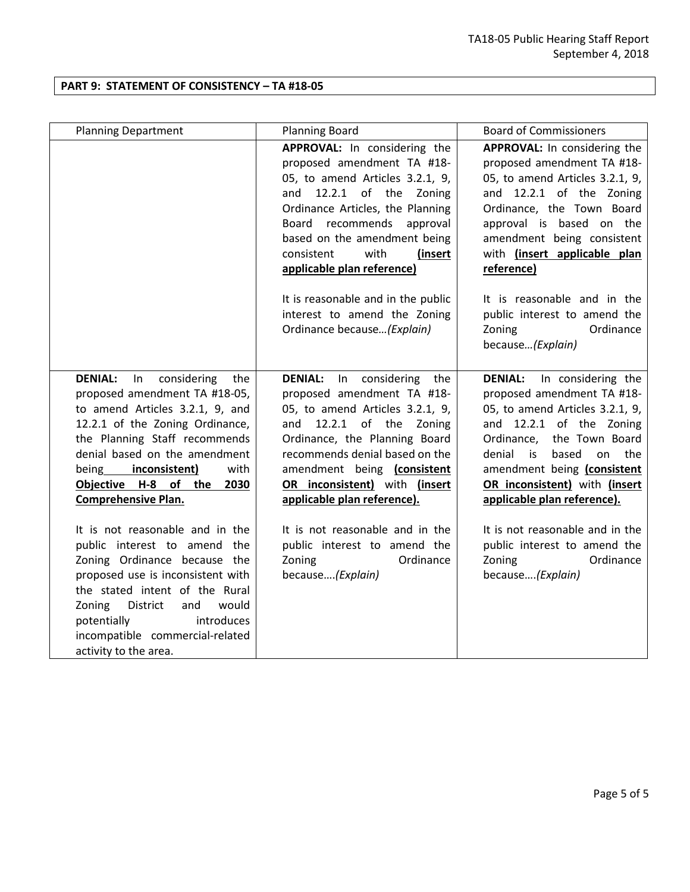**PART 9: STATEMENT OF CONSISTENCY – TA #18-05**

| Planning Department | Planning Board | Board of Commissioners |
| --- | --- | --- |
| | **APPROVAL:** In considering the proposed amendment TA #18-05, to amend Articles 3.2.1, 9, and 12.2.1 of the Zoning Ordinance Articles, the Planning Board recommends approval based on the amendment being consistent with **<u>(insert applicable plan reference)</u>**<br><br>It is reasonable and in the public interest to amend the Zoning Ordinance because…*(Explain)* | **APPROVAL:** In considering the proposed amendment TA #18-05, to amend Articles 3.2.1, 9, and 12.2.1 of the Zoning Ordinance, the Town Board approval is based on the amendment being consistent with **<u>(insert applicable plan reference)</u>**<br><br>It is reasonable and in the public interest to amend the Zoning Ordinance because…*(Explain)* |
| **DENIAL:** In considering the proposed amendment TA #18-05, to amend Articles 3.2.1, 9, and 12.2.1 of the Zoning Ordinance, the Planning Staff recommends denial based on the amendment being **<u>inconsistent)</u>** with **<u>Objective H-8 of the 2030 Comprehensive Plan.</u>**<br><br>It is not reasonable and in the public interest to amend the Zoning Ordinance because the proposed use is inconsistent with the stated intent of the Rural Zoning District and would potentially introduces incompatible commercial-related activity to the area. | **DENIAL:** In considering the proposed amendment TA #18-05, to amend Articles 3.2.1, 9, and 12.2.1 of the Zoning Ordinance, the Planning Board recommends denial based on the amendment being **<u>(consistent OR inconsistent)</u>** with **<u>(insert applicable plan reference).</u>**<br><br>It is not reasonable and in the public interest to amend the Zoning Ordinance because….*(Explain)* | **DENIAL:** In considering the proposed amendment TA #18-05, to amend Articles 3.2.1, 9, and 12.2.1 of the Zoning Ordinance, the Town Board denial is based on the amendment being **<u>(consistent OR inconsistent)</u>** with **<u>(insert applicable plan reference).</u>**<br><br>It is not reasonable and in the public interest to amend the Zoning Ordinance because….*(Explain)* |